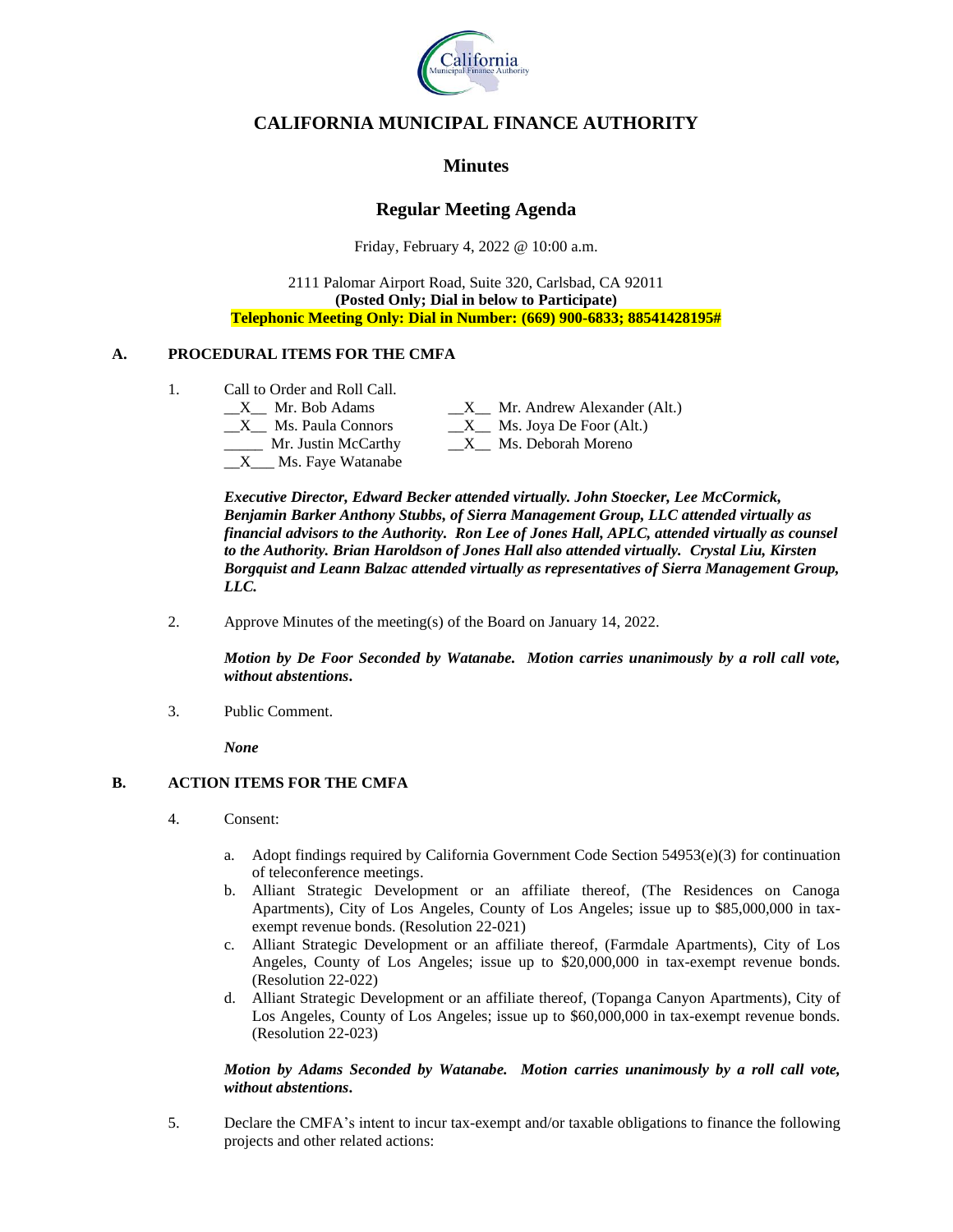# CALIFORNIA MUNICIPAL FINANCE AUTHORITY

## Minutes

## Regular Meeting Agenda

Friday, February 4, 2022 @ 10:00 a.m.

2111 Palomar Airport Road, Suite 320, Carlsbad, CA 92011
**(Posted Only; Dial in below to Participate)**
**Telephonic Meeting Only: Dial in Number: (669) 900-6833; 88541428195#**

### A. PROCEDURAL ITEMS FOR THE CMFA

1. Call to Order and Roll Call.

   __X__ Mr. Bob Adams
   __X__ Ms. Paula Connors
   _____ Mr. Justin McCarthy
   __X___ Ms. Faye Watanabe
   __X__ Mr. Andrew Alexander (Alt.)
   __X__ Ms. Joya De Foor (Alt.)
   __X__ Ms. Deborah Moreno

   ***Executive Director, Edward Becker attended virtually. John Stoecker, Lee McCormick, Benjamin Barker Anthony Stubbs, of Sierra Management Group, LLC attended virtually as financial advisors to the Authority. Ron Lee of Jones Hall, APLC, attended virtually as counsel to the Authority. Brian Haroldson of Jones Hall also attended virtually. Crystal Liu, Kirsten Borgquist and Leann Balzac attended virtually as representatives of Sierra Management Group, LLC.***

2. Approve Minutes of the meeting(s) of the Board on January 14, 2022.

   ***Motion by De Foor Seconded by Watanabe. Motion carries unanimously by a roll call vote, without abstentions.***

3. Public Comment.

   ***None***

### B. ACTION ITEMS FOR THE CMFA

4. Consent:

   a. Adopt findings required by California Government Code Section 54953(e)(3) for continuation of teleconference meetings.
   b. Alliant Strategic Development or an affiliate thereof, (The Residences on Canoga Apartments), City of Los Angeles, County of Los Angeles; issue up to $85,000,000 in tax-exempt revenue bonds. (Resolution 22-021)
   c. Alliant Strategic Development or an affiliate thereof, (Farmdale Apartments), City of Los Angeles, County of Los Angeles; issue up to $20,000,000 in tax-exempt revenue bonds. (Resolution 22-022)
   d. Alliant Strategic Development or an affiliate thereof, (Topanga Canyon Apartments), City of Los Angeles, County of Los Angeles; issue up to $60,000,000 in tax-exempt revenue bonds. (Resolution 22-023)

   ***Motion by Adams Seconded by Watanabe. Motion carries unanimously by a roll call vote, without abstentions.***

5. Declare the CMFA's intent to incur tax-exempt and/or taxable obligations to finance the following projects and other related actions: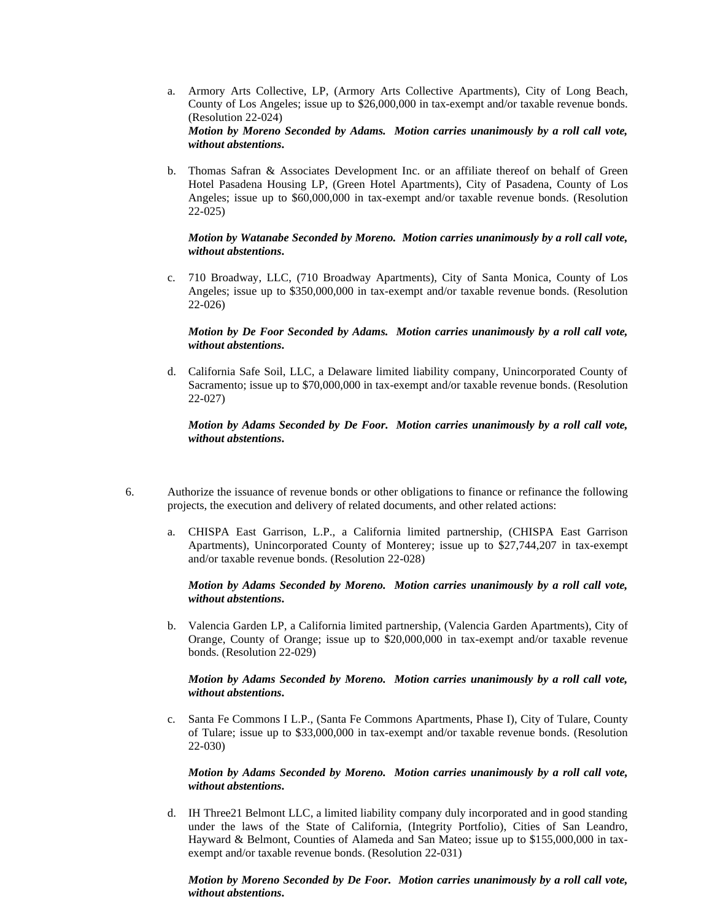a. Armory Arts Collective, LP, (Armory Arts Collective Apartments), City of Long Beach, County of Los Angeles; issue up to $26,000,000 in tax-exempt and/or taxable revenue bonds. (Resolution 22-024)
   ***Motion by Moreno Seconded by Adams. Motion carries unanimously by a roll call vote, without abstentions.***

b. Thomas Safran & Associates Development Inc. or an affiliate thereof on behalf of Green Hotel Pasadena Housing LP, (Green Hotel Apartments), City of Pasadena, County of Los Angeles; issue up to $60,000,000 in tax-exempt and/or taxable revenue bonds. (Resolution 22-025)

   ***Motion by Watanabe Seconded by Moreno. Motion carries unanimously by a roll call vote, without abstentions.***

c. 710 Broadway, LLC, (710 Broadway Apartments), City of Santa Monica, County of Los Angeles; issue up to $350,000,000 in tax-exempt and/or taxable revenue bonds. (Resolution 22-026)

   ***Motion by De Foor Seconded by Adams. Motion carries unanimously by a roll call vote, without abstentions.***

d. California Safe Soil, LLC, a Delaware limited liability company, Unincorporated County of Sacramento; issue up to $70,000,000 in tax-exempt and/or taxable revenue bonds. (Resolution 22-027)

   ***Motion by Adams Seconded by De Foor. Motion carries unanimously by a roll call vote, without abstentions.***

6. Authorize the issuance of revenue bonds or other obligations to finance or refinance the following projects, the execution and delivery of related documents, and other related actions:

   a. CHISPA East Garrison, L.P., a California limited partnership, (CHISPA East Garrison Apartments), Unincorporated County of Monterey; issue up to $27,744,207 in tax-exempt and/or taxable revenue bonds. (Resolution 22-028)

      ***Motion by Adams Seconded by Moreno. Motion carries unanimously by a roll call vote, without abstentions.***

   b. Valencia Garden LP, a California limited partnership, (Valencia Garden Apartments), City of Orange, County of Orange; issue up to $20,000,000 in tax-exempt and/or taxable revenue bonds. (Resolution 22-029)

      ***Motion by Adams Seconded by Moreno. Motion carries unanimously by a roll call vote, without abstentions.***

   c. Santa Fe Commons I L.P., (Santa Fe Commons Apartments, Phase I), City of Tulare, County of Tulare; issue up to $33,000,000 in tax-exempt and/or taxable revenue bonds. (Resolution 22-030)

      ***Motion by Adams Seconded by Moreno. Motion carries unanimously by a roll call vote, without abstentions.***

   d. IH Three21 Belmont LLC, a limited liability company duly incorporated and in good standing under the laws of the State of California, (Integrity Portfolio), Cities of San Leandro, Hayward & Belmont, Counties of Alameda and San Mateo; issue up to $155,000,000 in tax-exempt and/or taxable revenue bonds. (Resolution 22-031)

      ***Motion by Moreno Seconded by De Foor. Motion carries unanimously by a roll call vote, without abstentions.***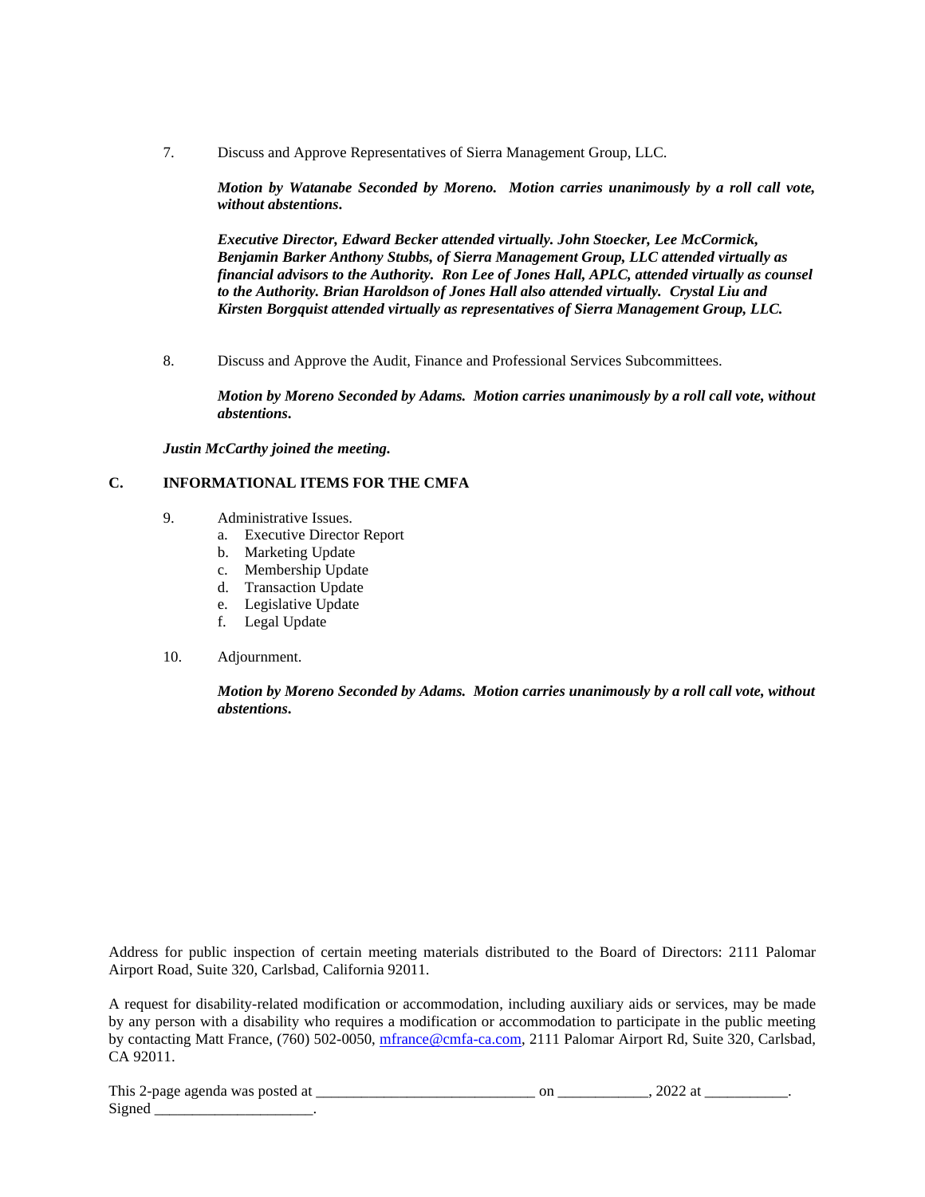7. Discuss and Approve Representatives of Sierra Management Group, LLC.

   ***Motion by Watanabe Seconded by Moreno. Motion carries unanimously by a roll call vote, without abstentions.***

   ***Executive Director, Edward Becker attended virtually. John Stoecker, Lee McCormick, Benjamin Barker Anthony Stubbs, of Sierra Management Group, LLC attended virtually as financial advisors to the Authority. Ron Lee of Jones Hall, APLC, attended virtually as counsel to the Authority. Brian Haroldson of Jones Hall also attended virtually. Crystal Liu and Kirsten Borgquist attended virtually as representatives of Sierra Management Group, LLC.***

8. Discuss and Approve the Audit, Finance and Professional Services Subcommittees.

   ***Motion by Moreno Seconded by Adams. Motion carries unanimously by a roll call vote, without abstentions.***

***Justin McCarthy joined the meeting.***

## C. INFORMATIONAL ITEMS FOR THE CMFA

9. Administrative Issues.
   a. Executive Director Report
   b. Marketing Update
   c. Membership Update
   d. Transaction Update
   e. Legislative Update
   f. Legal Update

10. Adjournment.

    ***Motion by Moreno Seconded by Adams. Motion carries unanimously by a roll call vote, without abstentions.***

Address for public inspection of certain meeting materials distributed to the Board of Directors: 2111 Palomar Airport Road, Suite 320, Carlsbad, California 92011.

A request for disability-related modification or accommodation, including auxiliary aids or services, may be made by any person with a disability who requires a modification or accommodation to participate in the public meeting by contacting Matt France, (760) 502-0050, mfrance@cmfa-ca.com, 2111 Palomar Airport Rd, Suite 320, Carlsbad, CA 92011.

This 2-page agenda was posted at ____________________________ on ____________, 2022 at ___________.
Signed _____________________.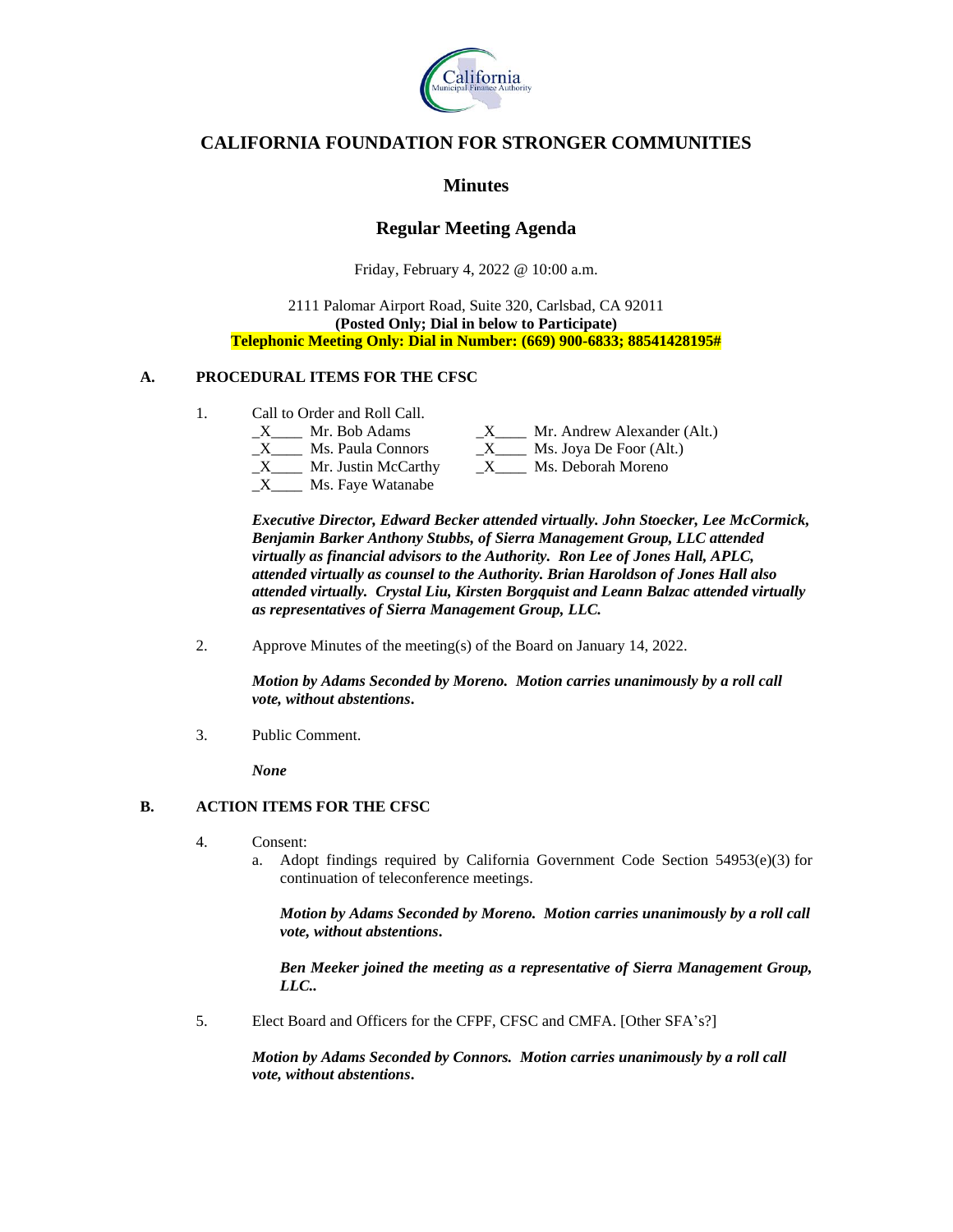# CALIFORNIA FOUNDATION FOR STRONGER COMMUNITIES

## Minutes

## Regular Meeting Agenda

Friday, February 4, 2022 @ 10:00 a.m.

2111 Palomar Airport Road, Suite 320, Carlsbad, CA 92011
**(Posted Only; Dial in below to Participate)**
**Telephonic Meeting Only: Dial in Number: (669) 900-6833; 88541428195#**

### A. PROCEDURAL ITEMS FOR THE CFSC

1. Call to Order and Roll Call.

   _X____ Mr. Bob Adams
   _X____ Ms. Paula Connors
   _X____ Mr. Justin McCarthy
   _X____ Ms. Faye Watanabe
   _X____ Mr. Andrew Alexander (Alt.)
   _X____ Ms. Joya De Foor (Alt.)
   _X____ Ms. Deborah Moreno

   ***Executive Director, Edward Becker attended virtually. John Stoecker, Lee McCormick, Benjamin Barker Anthony Stubbs, of Sierra Management Group, LLC attended virtually as financial advisors to the Authority. Ron Lee of Jones Hall, APLC, attended virtually as counsel to the Authority. Brian Haroldson of Jones Hall also attended virtually. Crystal Liu, Kirsten Borgquist and Leann Balzac attended virtually as representatives of Sierra Management Group, LLC.***

2. Approve Minutes of the meeting(s) of the Board on January 14, 2022.

   ***Motion by Adams Seconded by Moreno. Motion carries unanimously by a roll call vote, without abstentions.***

3. Public Comment.

   ***None***

### B. ACTION ITEMS FOR THE CFSC

4. Consent:
   a. Adopt findings required by California Government Code Section 54953(e)(3) for continuation of teleconference meetings.

      ***Motion by Adams Seconded by Moreno. Motion carries unanimously by a roll call vote, without abstentions.***

      ***Ben Meeker joined the meeting as a representative of Sierra Management Group, LLC..***

5. Elect Board and Officers for the CFPF, CFSC and CMFA. [Other SFA's?]

   ***Motion by Adams Seconded by Connors. Motion carries unanimously by a roll call vote, without abstentions.***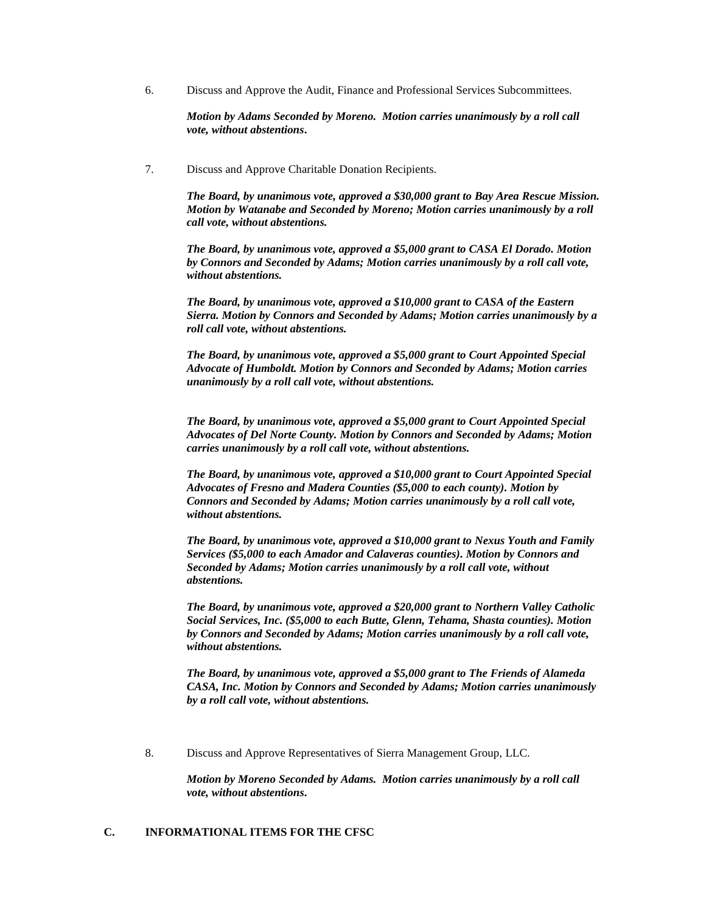6. Discuss and Approve the Audit, Finance and Professional Services Subcommittees.

   ***Motion by Adams Seconded by Moreno. Motion carries unanimously by a roll call vote, without abstentions.***

7. Discuss and Approve Charitable Donation Recipients.

   ***The Board, by unanimous vote, approved a $30,000 grant to Bay Area Rescue Mission. Motion by Watanabe and Seconded by Moreno; Motion carries unanimously by a roll call vote, without abstentions.***

   ***The Board, by unanimous vote, approved a $5,000 grant to CASA El Dorado. Motion by Connors and Seconded by Adams; Motion carries unanimously by a roll call vote, without abstentions.***

   ***The Board, by unanimous vote, approved a $10,000 grant to CASA of the Eastern Sierra. Motion by Connors and Seconded by Adams; Motion carries unanimously by a roll call vote, without abstentions.***

   ***The Board, by unanimous vote, approved a $5,000 grant to Court Appointed Special Advocate of Humboldt. Motion by Connors and Seconded by Adams; Motion carries unanimously by a roll call vote, without abstentions.***

   ***The Board, by unanimous vote, approved a $5,000 grant to Court Appointed Special Advocates of Del Norte County. Motion by Connors and Seconded by Adams; Motion carries unanimously by a roll call vote, without abstentions.***

   ***The Board, by unanimous vote, approved a $10,000 grant to Court Appointed Special Advocates of Fresno and Madera Counties ($5,000 to each county). Motion by Connors and Seconded by Adams; Motion carries unanimously by a roll call vote, without abstentions.***

   ***The Board, by unanimous vote, approved a $10,000 grant to Nexus Youth and Family Services ($5,000 to each Amador and Calaveras counties). Motion by Connors and Seconded by Adams; Motion carries unanimously by a roll call vote, without abstentions.***

   ***The Board, by unanimous vote, approved a $20,000 grant to Northern Valley Catholic Social Services, Inc. ($5,000 to each Butte, Glenn, Tehama, Shasta counties). Motion by Connors and Seconded by Adams; Motion carries unanimously by a roll call vote, without abstentions.***

   ***The Board, by unanimous vote, approved a $5,000 grant to The Friends of Alameda CASA, Inc. Motion by Connors and Seconded by Adams; Motion carries unanimously by a roll call vote, without abstentions.***

8. Discuss and Approve Representatives of Sierra Management Group, LLC.

   ***Motion by Moreno Seconded by Adams. Motion carries unanimously by a roll call vote, without abstentions.***

## C. INFORMATIONAL ITEMS FOR THE CFSC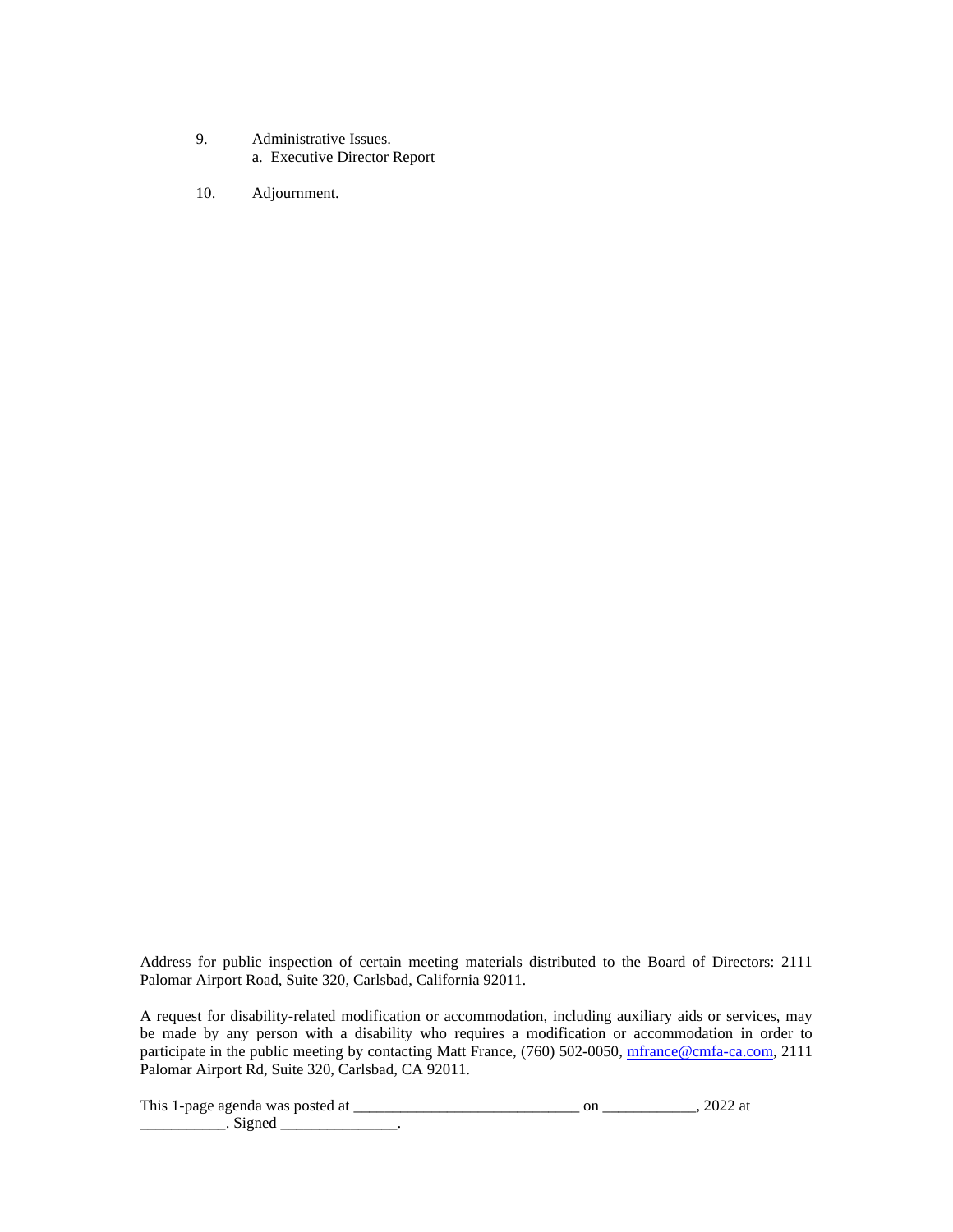9. Administrative Issues.
   a. Executive Director Report

10. Adjournment.

Address for public inspection of certain meeting materials distributed to the Board of Directors: 2111 Palomar Airport Road, Suite 320, Carlsbad, California 92011.

A request for disability-related modification or accommodation, including auxiliary aids or services, may be made by any person with a disability who requires a modification or accommodation in order to participate in the public meeting by contacting Matt France, (760) 502-0050, mfrance@cmfa-ca.com, 2111 Palomar Airport Rd, Suite 320, Carlsbad, CA 92011.

This 1-page agenda was posted at ____________________________ on ____________, 2022 at ___________. Signed _______________.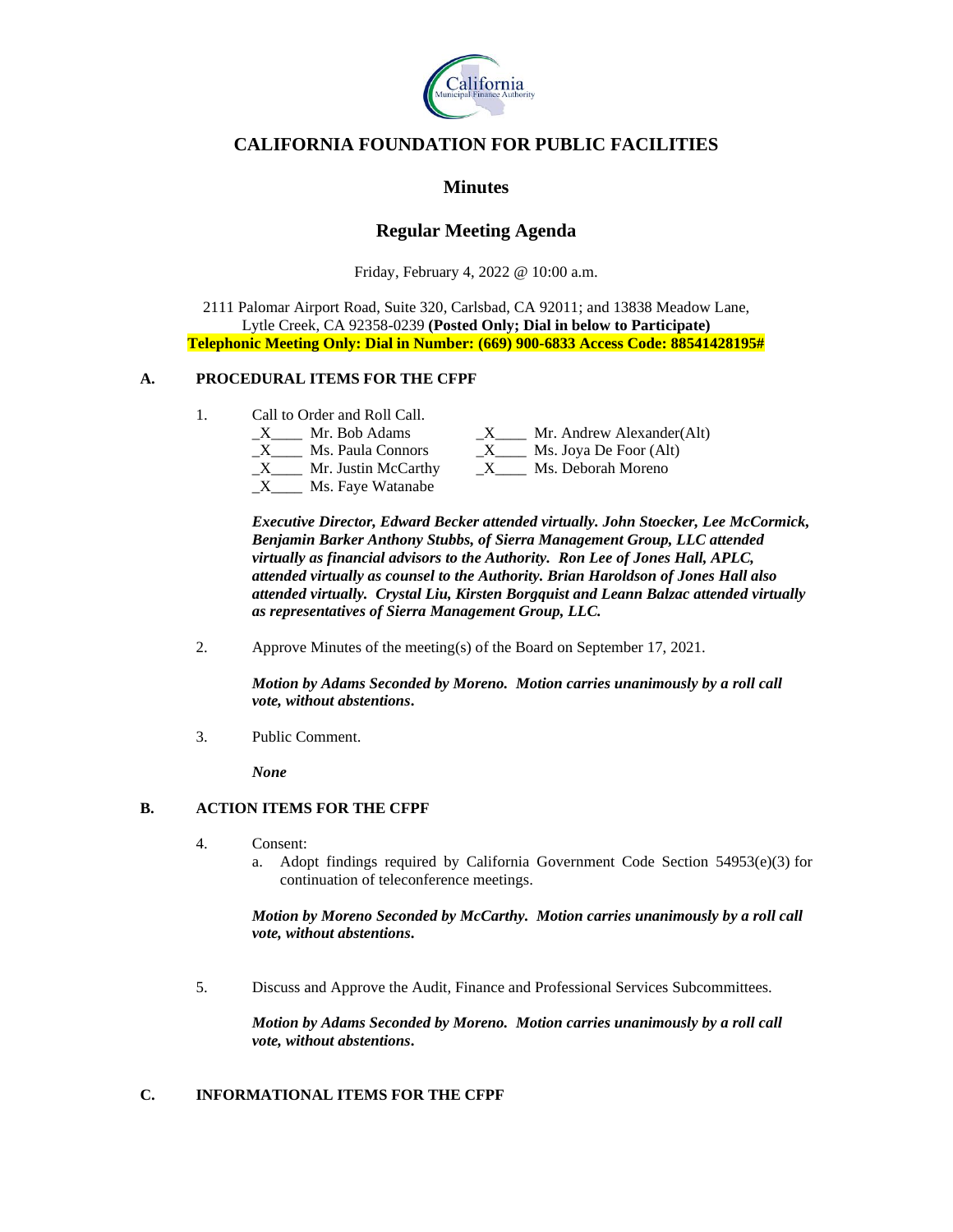# CALIFORNIA FOUNDATION FOR PUBLIC FACILITIES

## Minutes

## Regular Meeting Agenda

Friday, February 4, 2022 @ 10:00 a.m.

2111 Palomar Airport Road, Suite 320, Carlsbad, CA 92011; and 13838 Meadow Lane, Lytle Creek, CA 92358-0239 **(Posted Only; Dial in below to Participate)**
**Telephonic Meeting Only: Dial in Number: (669) 900-6833 Access Code: 88541428195#**

### A. PROCEDURAL ITEMS FOR THE CFPF

1. Call to Order and Roll Call.

   _X____ Mr. Bob Adams
   _X____ Ms. Paula Connors
   _X____ Mr. Justin McCarthy
   _X____ Ms. Faye Watanabe
   _X____ Mr. Andrew Alexander(Alt)
   _X____ Ms. Joya De Foor (Alt)
   _X____ Ms. Deborah Moreno

   ***Executive Director, Edward Becker attended virtually. John Stoecker, Lee McCormick, Benjamin Barker Anthony Stubbs, of Sierra Management Group, LLC attended virtually as financial advisors to the Authority. Ron Lee of Jones Hall, APLC, attended virtually as counsel to the Authority. Brian Haroldson of Jones Hall also attended virtually. Crystal Liu, Kirsten Borgquist and Leann Balzac attended virtually as representatives of Sierra Management Group, LLC.***

2. Approve Minutes of the meeting(s) of the Board on September 17, 2021.

   ***Motion by Adams Seconded by Moreno. Motion carries unanimously by a roll call vote, without abstentions.***

3. Public Comment.

   ***None***

### B. ACTION ITEMS FOR THE CFPF

4. Consent:
   a. Adopt findings required by California Government Code Section 54953(e)(3) for continuation of teleconference meetings.

   ***Motion by Moreno Seconded by McCarthy. Motion carries unanimously by a roll call vote, without abstentions.***

5. Discuss and Approve the Audit, Finance and Professional Services Subcommittees.

   ***Motion by Adams Seconded by Moreno. Motion carries unanimously by a roll call vote, without abstentions.***

### C. INFORMATIONAL ITEMS FOR THE CFPF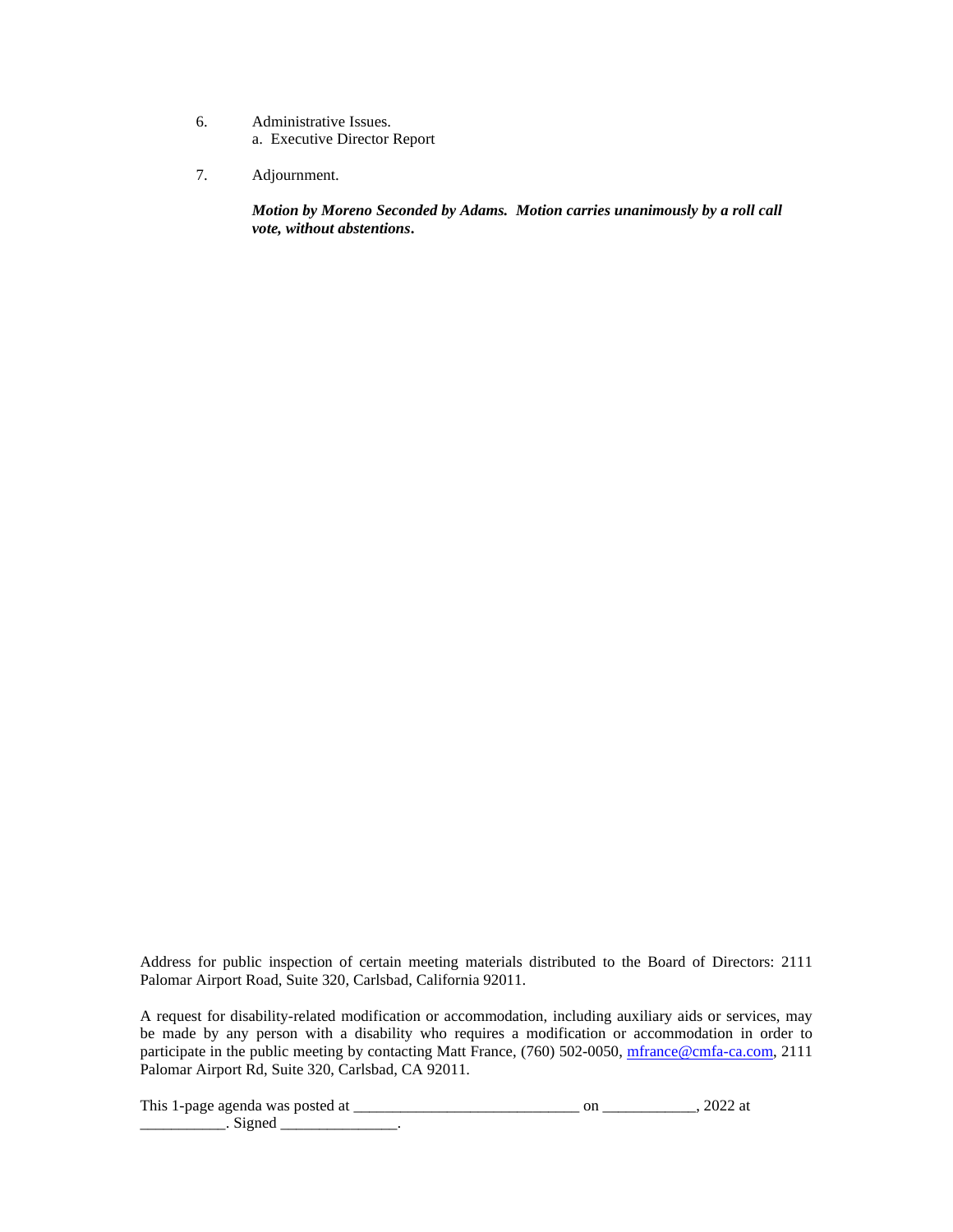6. Administrative Issues.
   a. Executive Director Report

7. Adjournment.

   ***Motion by Moreno Seconded by Adams. Motion carries unanimously by a roll call vote, without abstentions.***

Address for public inspection of certain meeting materials distributed to the Board of Directors: 2111 Palomar Airport Road, Suite 320, Carlsbad, California 92011.

A request for disability-related modification or accommodation, including auxiliary aids or services, may be made by any person with a disability who requires a modification or accommodation in order to participate in the public meeting by contacting Matt France, (760) 502-0050, mfrance@cmfa-ca.com, 2111 Palomar Airport Rd, Suite 320, Carlsbad, CA 92011.

This 1-page agenda was posted at _____________________________ on ____________, 2022 at ___________. Signed _______________.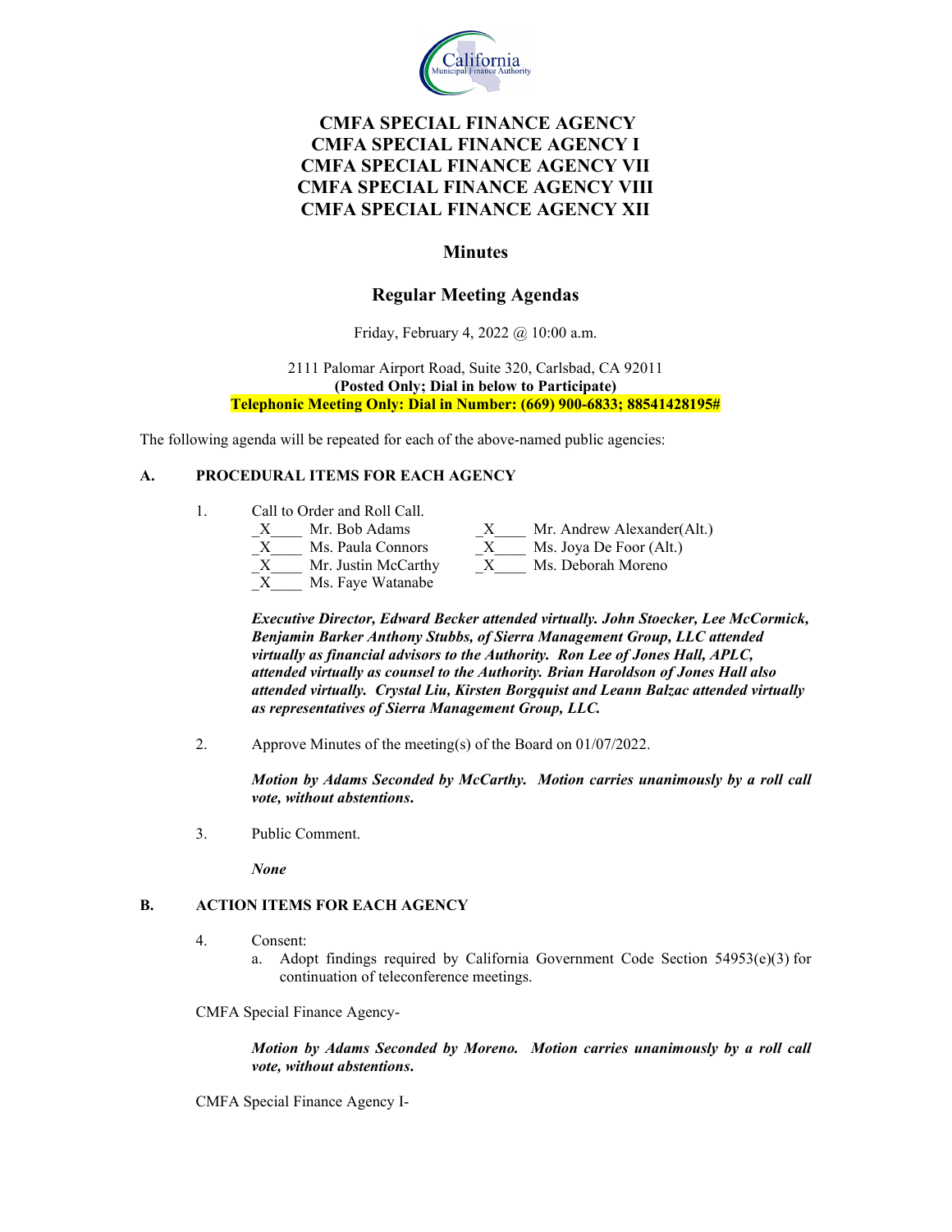# CMFA SPECIAL FINANCE AGENCY
# CMFA SPECIAL FINANCE AGENCY I
# CMFA SPECIAL FINANCE AGENCY VII
# CMFA SPECIAL FINANCE AGENCY VIII
# CMFA SPECIAL FINANCE AGENCY XII

## Minutes

## Regular Meeting Agendas

Friday, February 4, 2022 @ 10:00 a.m.

2111 Palomar Airport Road, Suite 320, Carlsbad, CA 92011
**(Posted Only; Dial in below to Participate)**
**Telephonic Meeting Only: Dial in Number: (669) 900-6833; 88541428195#**

The following agenda will be repeated for each of the above-named public agencies:

### A. PROCEDURAL ITEMS FOR EACH AGENCY

1. Call to Order and Roll Call.

   _X____ Mr. Bob Adams
   _X____ Ms. Paula Connors
   _X____ Mr. Justin McCarthy
   _X____ Ms. Faye Watanabe
   _X____ Mr. Andrew Alexander(Alt.)
   _X____ Ms. Joya De Foor (Alt.)
   _X____ Ms. Deborah Moreno

   ***Executive Director, Edward Becker attended virtually. John Stoecker, Lee McCormick, Benjamin Barker Anthony Stubbs, of Sierra Management Group, LLC attended virtually as financial advisors to the Authority. Ron Lee of Jones Hall, APLC, attended virtually as counsel to the Authority. Brian Haroldson of Jones Hall also attended virtually. Crystal Liu, Kirsten Borgquist and Leann Balzac attended virtually as representatives of Sierra Management Group, LLC.***

2. Approve Minutes of the meeting(s) of the Board on 01/07/2022.

   ***Motion by Adams Seconded by McCarthy. Motion carries unanimously by a roll call vote, without abstentions.***

3. Public Comment.

   ***None***

### B. ACTION ITEMS FOR EACH AGENCY

4. Consent:
   a. Adopt findings required by California Government Code Section 54953(e)(3) for continuation of teleconference meetings.

CMFA Special Finance Agency-

***Motion by Adams Seconded by Moreno. Motion carries unanimously by a roll call vote, without abstentions.***

CMFA Special Finance Agency I-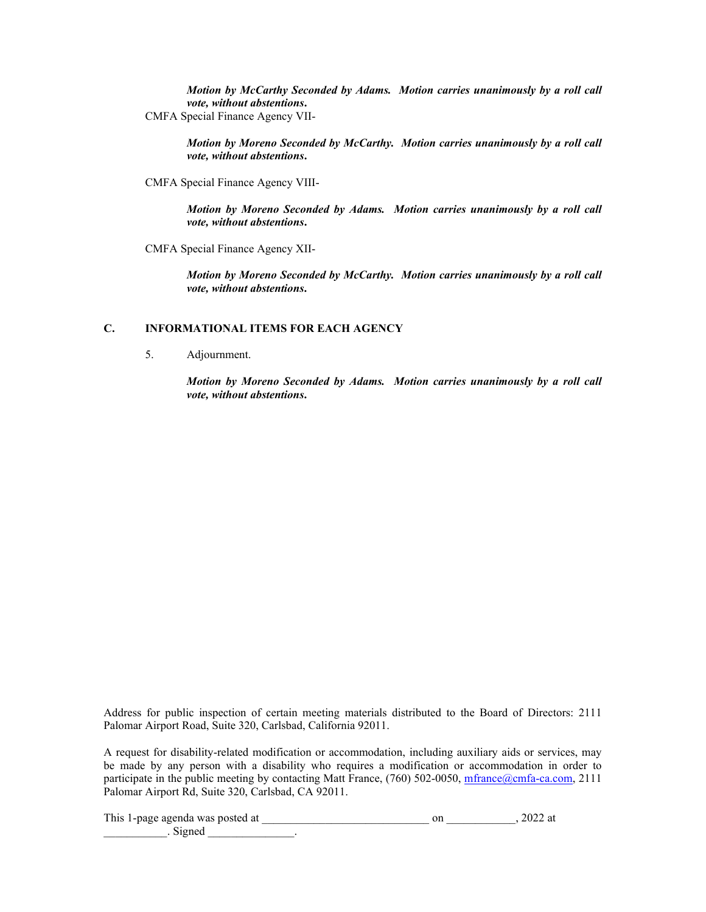***Motion by McCarthy Seconded by Adams. Motion carries unanimously by a roll call vote, without abstentions.***

CMFA Special Finance Agency VII-

***Motion by Moreno Seconded by McCarthy. Motion carries unanimously by a roll call vote, without abstentions.***

CMFA Special Finance Agency VIII-

***Motion by Moreno Seconded by Adams. Motion carries unanimously by a roll call vote, without abstentions.***

CMFA Special Finance Agency XII-

***Motion by Moreno Seconded by McCarthy. Motion carries unanimously by a roll call vote, without abstentions.***

## C. INFORMATIONAL ITEMS FOR EACH AGENCY

5. Adjournment.

***Motion by Moreno Seconded by Adams. Motion carries unanimously by a roll call vote, without abstentions.***

Address for public inspection of certain meeting materials distributed to the Board of Directors: 2111 Palomar Airport Road, Suite 320, Carlsbad, California 92011.

A request for disability-related modification or accommodation, including auxiliary aids or services, may be made by any person with a disability who requires a modification or accommodation in order to participate in the public meeting by contacting Matt France, (760) 502-0050, mfrance@cmfa-ca.com, 2111 Palomar Airport Rd, Suite 320, Carlsbad, CA 92011.

This 1-page agenda was posted at ____________________________ on ____________, 2022 at ___________. Signed _______________.